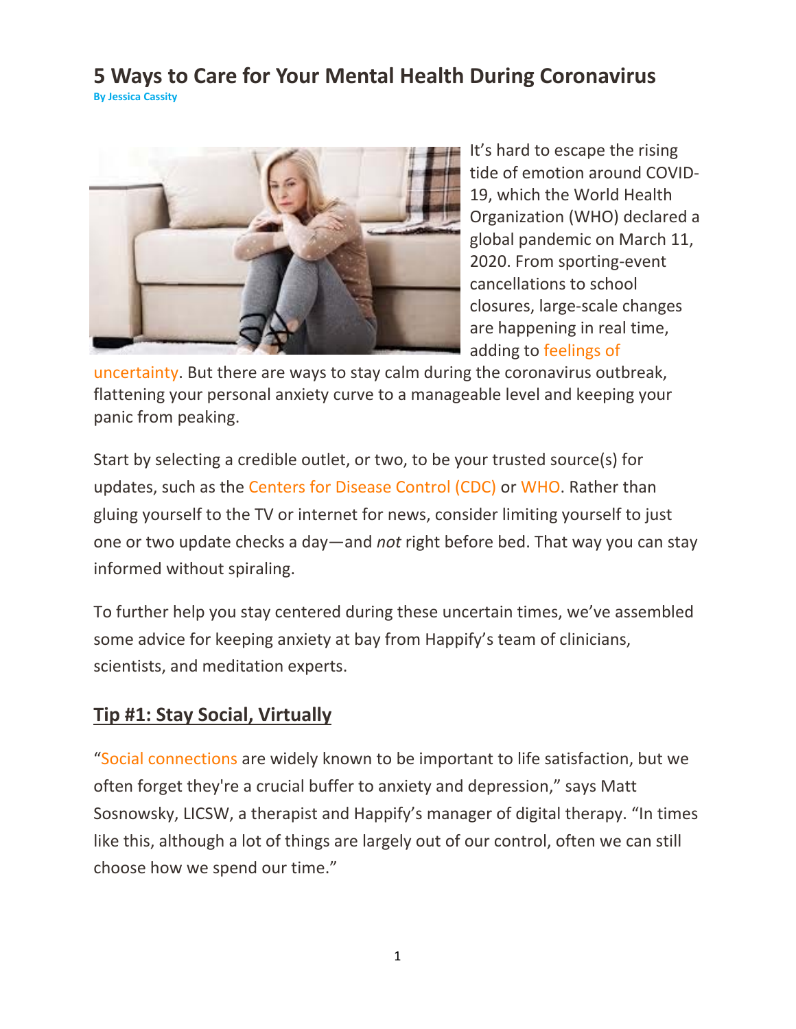# 5 Ways to Care for Your Mental Health During Coronavirus

**By Jessica Cassity**

It's hard to escape the rising tide of emotion around COVID-19, which the World Health Organization (WHO) declared a global pandemic on March 11, 2020. From sporting-event cancellations to school closures, large-scale changes are happening in real time, adding to feelings of uncertainty. But there are ways to stay calm during the coronavirus outbreak, flattening your personal anxiety curve to a manageable level and keeping your panic from peaking.

Start by selecting a credible outlet, or two, to be your trusted source(s) for updates, such as the Centers for Disease Control (CDC) or WHO. Rather than gluing yourself to the TV or internet for news, consider limiting yourself to just one or two update checks a day—and *not* right before bed. That way you can stay informed without spiraling.

To further help you stay centered during these uncertain times, we've assembled some advice for keeping anxiety at bay from Happify's team of clinicians, scientists, and meditation experts.

## Tip #1: Stay Social, Virtually

"Social connections are widely known to be important to life satisfaction, but we often forget they're a crucial buffer to anxiety and depression," says Matt Sosnowsky, LICSW, a therapist and Happify's manager of digital therapy. "In times like this, although a lot of things are largely out of our control, often we can still choose how we spend our time."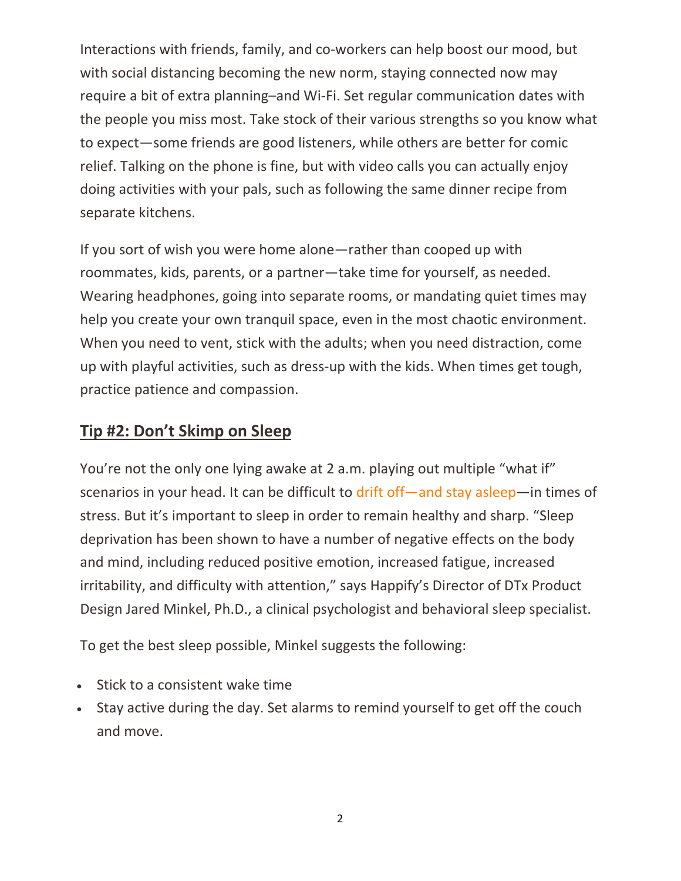Interactions with friends, family, and co-workers can help boost our mood, but with social distancing becoming the new norm, staying connected now may require a bit of extra planning–and Wi-Fi. Set regular communication dates with the people you miss most. Take stock of their various strengths so you know what to expect—some friends are good listeners, while others are better for comic relief. Talking on the phone is fine, but with video calls you can actually enjoy doing activities with your pals, such as following the same dinner recipe from separate kitchens.

If you sort of wish you were home alone—rather than cooped up with roommates, kids, parents, or a partner—take time for yourself, as needed. Wearing headphones, going into separate rooms, or mandating quiet times may help you create your own tranquil space, even in the most chaotic environment. When you need to vent, stick with the adults; when you need distraction, come up with playful activities, such as dress-up with the kids. When times get tough, practice patience and compassion.

## Tip #2: Don't Skimp on Sleep

You're not the only one lying awake at 2 a.m. playing out multiple "what if" scenarios in your head. It can be difficult to drift off—and stay asleep—in times of stress. But it's important to sleep in order to remain healthy and sharp. "Sleep deprivation has been shown to have a number of negative effects on the body and mind, including reduced positive emotion, increased fatigue, increased irritability, and difficulty with attention," says Happify's Director of DTx Product Design Jared Minkel, Ph.D., a clinical psychologist and behavioral sleep specialist.

To get the best sleep possible, Minkel suggests the following:

- Stick to a consistent wake time
- Stay active during the day. Set alarms to remind yourself to get off the couch and move.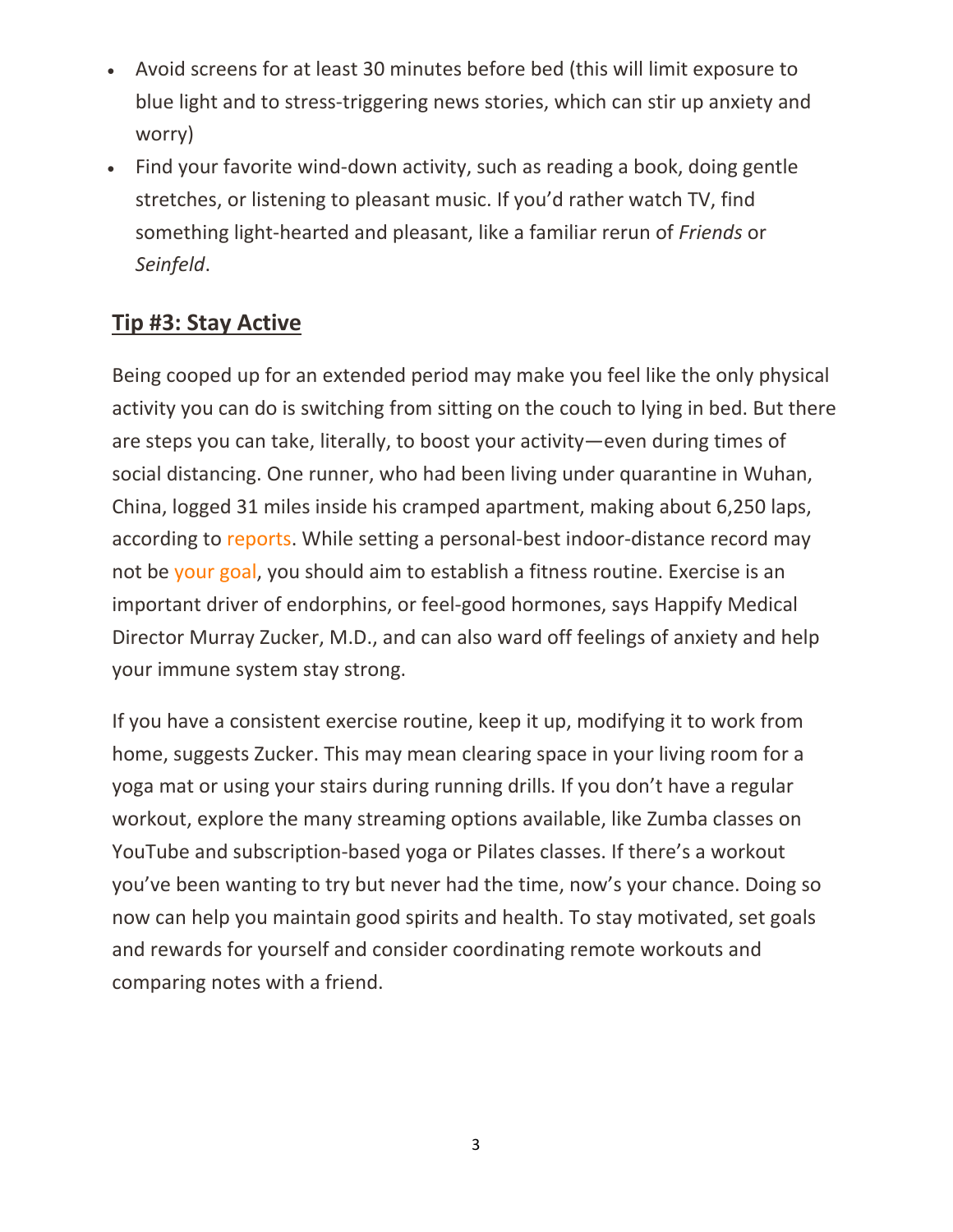- Avoid screens for at least 30 minutes before bed (this will limit exposure to blue light and to stress-triggering news stories, which can stir up anxiety and worry)
- Find your favorite wind-down activity, such as reading a book, doing gentle stretches, or listening to pleasant music. If you'd rather watch TV, find something light-hearted and pleasant, like a familiar rerun of *Friends* or *Seinfeld*.

## Tip #3: Stay Active

Being cooped up for an extended period may make you feel like the only physical activity you can do is switching from sitting on the couch to lying in bed. But there are steps you can take, literally, to boost your activity—even during times of social distancing. One runner, who had been living under quarantine in Wuhan, China, logged 31 miles inside his cramped apartment, making about 6,250 laps, according to reports. While setting a personal-best indoor-distance record may not be your goal, you should aim to establish a fitness routine. Exercise is an important driver of endorphins, or feel-good hormones, says Happify Medical Director Murray Zucker, M.D., and can also ward off feelings of anxiety and help your immune system stay strong.

If you have a consistent exercise routine, keep it up, modifying it to work from home, suggests Zucker. This may mean clearing space in your living room for a yoga mat or using your stairs during running drills. If you don't have a regular workout, explore the many streaming options available, like Zumba classes on YouTube and subscription-based yoga or Pilates classes. If there's a workout you've been wanting to try but never had the time, now's your chance. Doing so now can help you maintain good spirits and health. To stay motivated, set goals and rewards for yourself and consider coordinating remote workouts and comparing notes with a friend.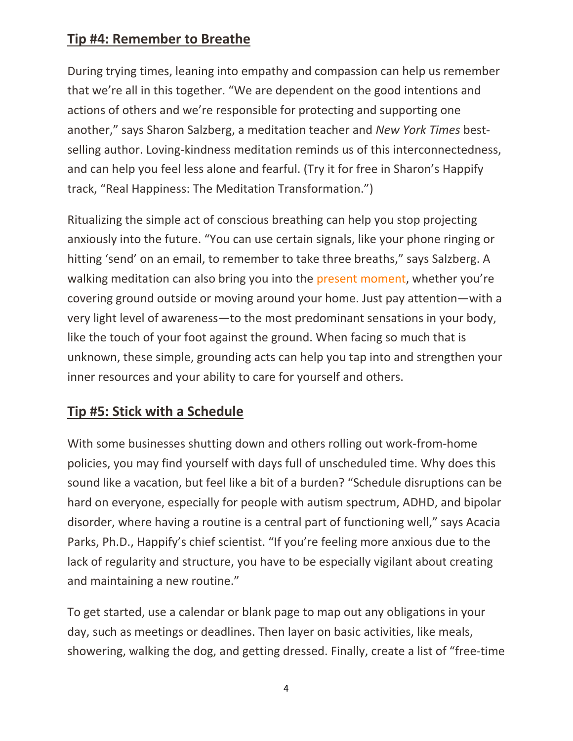## Tip #4: Remember to Breathe

During trying times, leaning into empathy and compassion can help us remember that we're all in this together. "We are dependent on the good intentions and actions of others and we're responsible for protecting and supporting one another," says Sharon Salzberg, a meditation teacher and *New York Times* best-selling author. Loving-kindness meditation reminds us of this interconnectedness, and can help you feel less alone and fearful. (Try it for free in Sharon's Happify track, "Real Happiness: The Meditation Transformation.")

Ritualizing the simple act of conscious breathing can help you stop projecting anxiously into the future. "You can use certain signals, like your phone ringing or hitting 'send' on an email, to remember to take three breaths," says Salzberg. A walking meditation can also bring you into the present moment, whether you're covering ground outside or moving around your home. Just pay attention—with a very light level of awareness—to the most predominant sensations in your body, like the touch of your foot against the ground. When facing so much that is unknown, these simple, grounding acts can help you tap into and strengthen your inner resources and your ability to care for yourself and others.

## Tip #5: Stick with a Schedule

With some businesses shutting down and others rolling out work-from-home policies, you may find yourself with days full of unscheduled time. Why does this sound like a vacation, but feel like a bit of a burden? "Schedule disruptions can be hard on everyone, especially for people with autism spectrum, ADHD, and bipolar disorder, where having a routine is a central part of functioning well," says Acacia Parks, Ph.D., Happify's chief scientist. "If you're feeling more anxious due to the lack of regularity and structure, you have to be especially vigilant about creating and maintaining a new routine."

To get started, use a calendar or blank page to map out any obligations in your day, such as meetings or deadlines. Then layer on basic activities, like meals, showering, walking the dog, and getting dressed. Finally, create a list of "free-time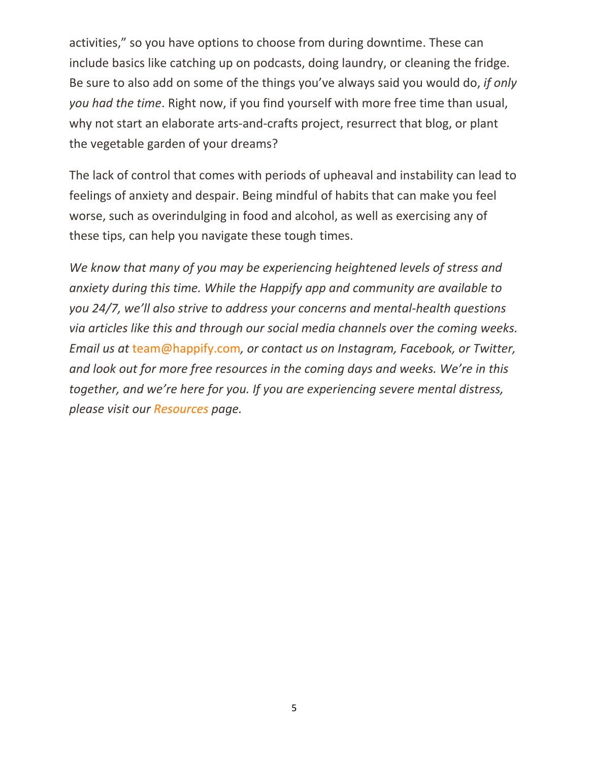activities," so you have options to choose from during downtime. These can include basics like catching up on podcasts, doing laundry, or cleaning the fridge. Be sure to also add on some of the things you've always said you would do, *if only you had the time*. Right now, if you find yourself with more free time than usual, why not start an elaborate arts-and-crafts project, resurrect that blog, or plant the vegetable garden of your dreams?

The lack of control that comes with periods of upheaval and instability can lead to feelings of anxiety and despair. Being mindful of habits that can make you feel worse, such as overindulging in food and alcohol, as well as exercising any of these tips, can help you navigate these tough times.

*We know that many of you may be experiencing heightened levels of stress and anxiety during this time. While the Happify app and community are available to you 24/7, we'll also strive to address your concerns and mental-health questions via articles like this and through our social media channels over the coming weeks. Email us at* team@happify.com*, or contact us on Instagram, Facebook, or Twitter, and look out for more free resources in the coming days and weeks. We're in this together, and we're here for you. If you are experiencing severe mental distress, please visit our Resources page.*